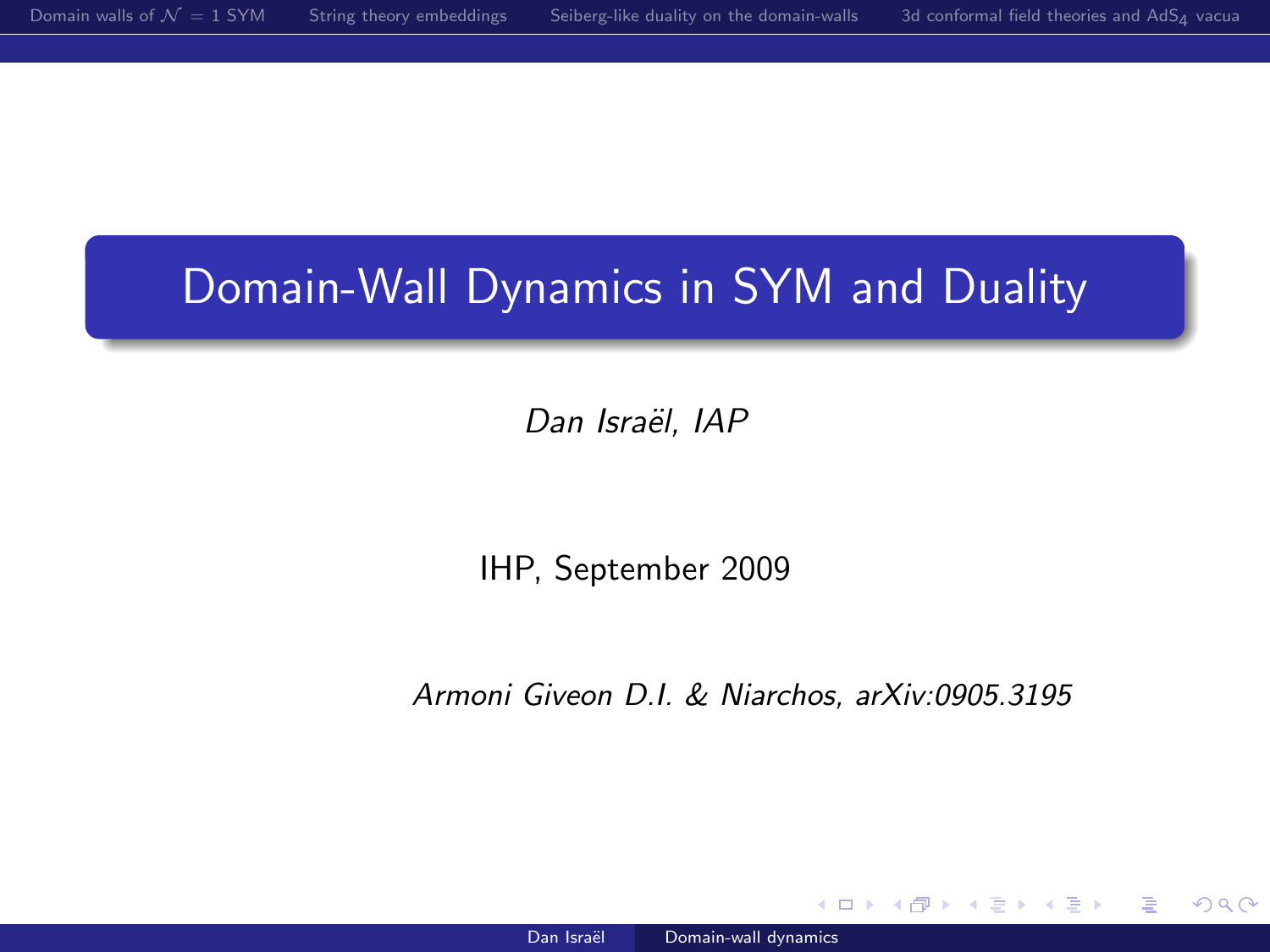# Domain-Wall Dynamics in SYM and Duality

*Dan Israël, IAP*

IHP, September 2009

*Armoni Giveon D.I. & Niarchos, arXiv:0905.3195*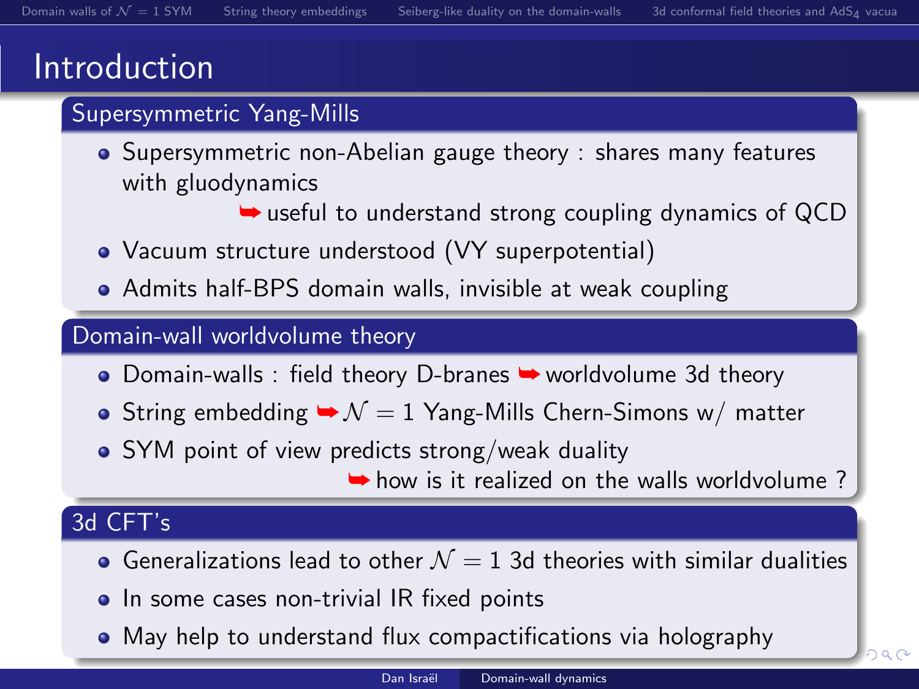# Introduction

## Supersymmetric Yang-Mills

- Supersymmetric non-Abelian gauge theory : shares many features with gluodynamics
  ➥ useful to understand strong coupling dynamics of QCD
- Vacuum structure understood (VY superpotential)
- Admits half-BPS domain walls, invisible at weak coupling

## Domain-wall worldvolume theory

- Domain-walls : field theory D-branes ➥ worldvolume 3d theory
- String embedding ➥ $\mathcal{N} = 1$ Yang-Mills Chern-Simons w/ matter
- SYM point of view predicts strong/weak duality
  ➥ how is it realized on the walls worldvolume ?

## 3d CFT's

- Generalizations lead to other $\mathcal{N} = 1$ 3d theories with similar dualities
- In some cases non-trivial IR fixed points
- May help to understand flux compactifications via holography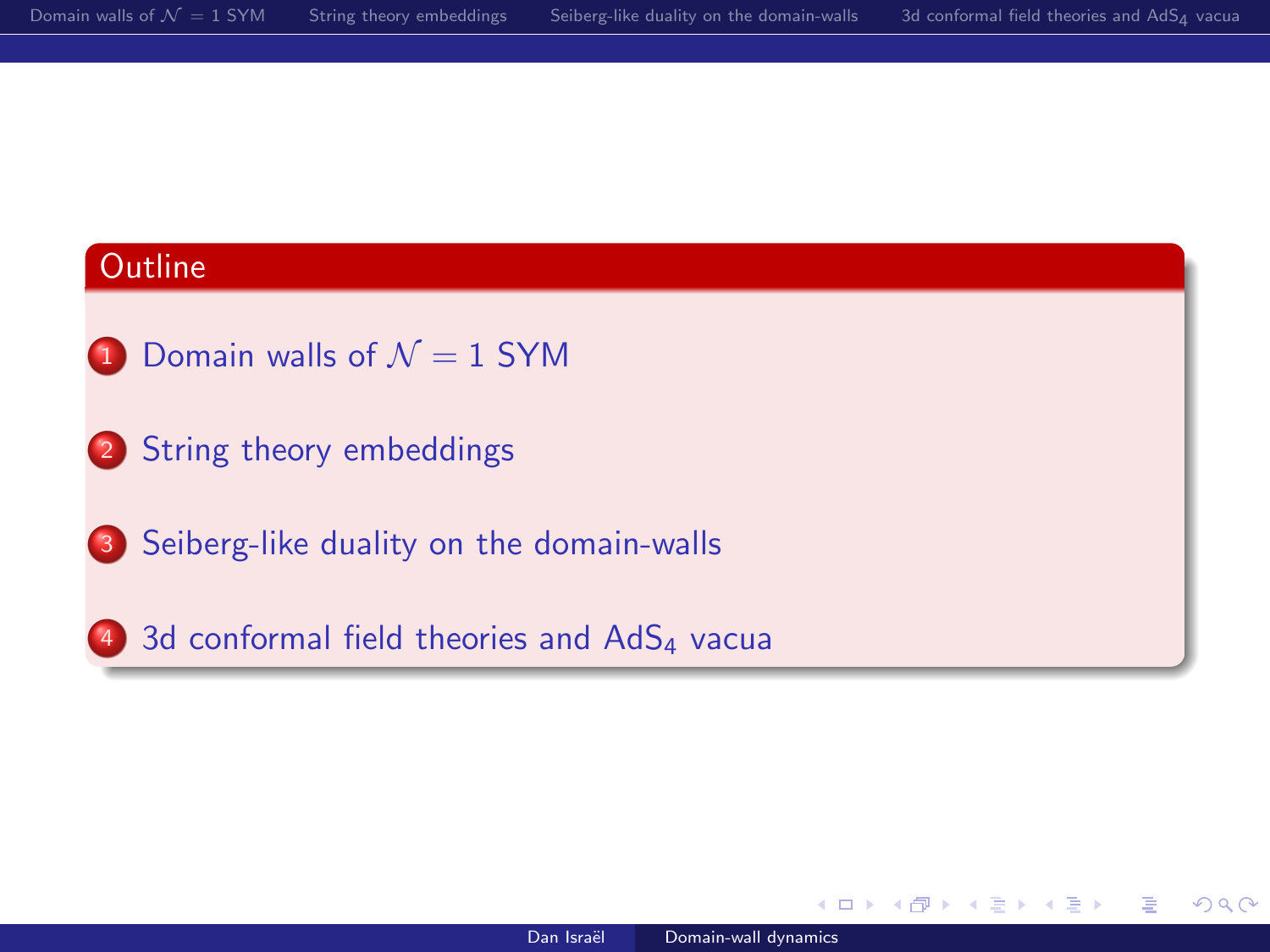## Outline

1. Domain walls of $\mathcal{N} = 1$ SYM
2. String theory embeddings
3. Seiberg-like duality on the domain-walls
4. 3d conformal field theories and $AdS_4$ vacua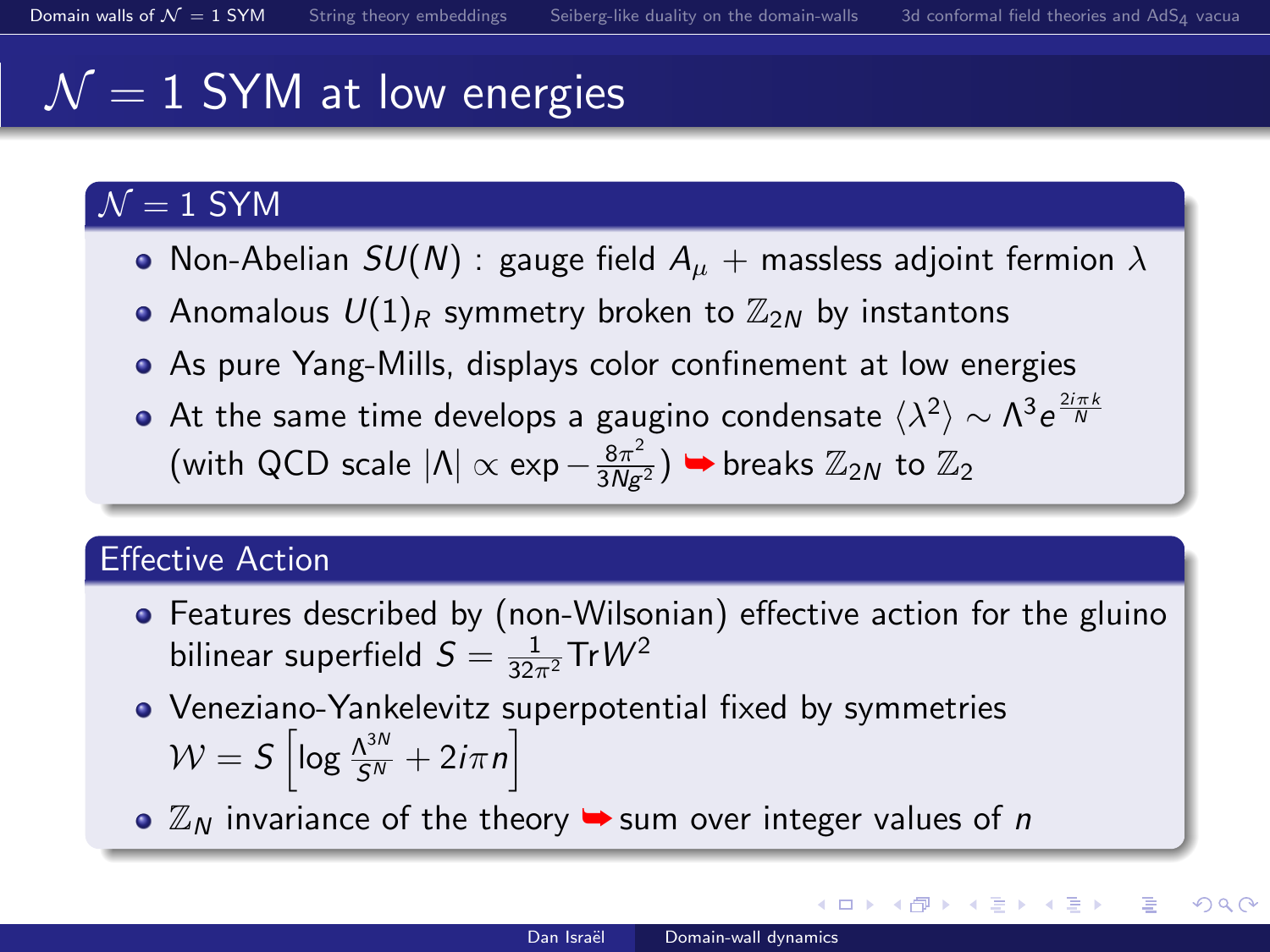# $\mathcal{N}=1$ SYM at low energies

## $\mathcal{N}=1$ SYM

- Non-Abelian $SU(N)$ : gauge field $A_\mu$ + massless adjoint fermion $\lambda$
- Anomalous $U(1)_R$ symmetry broken to $\mathbb{Z}_{2N}$ by instantons
- As pure Yang-Mills, displays color confinement at low energies
- At the same time develops a gaugino condensate $\langle \lambda^2 \rangle \sim \Lambda^3 e^{\frac{2i\pi k}{N}}$ (with QCD scale $|\Lambda| \propto \exp - \frac{8\pi^2}{3Ng^2}$) ➥ breaks $\mathbb{Z}_{2N}$ to $\mathbb{Z}_2$

## Effective Action

- Features described by (non-Wilsonian) effective action for the gluino bilinear superfield $S = \frac{1}{32\pi^2} \text{Tr} W^2$
- Veneziano-Yankelevitz superpotential fixed by symmetries $\mathcal{W} = S \left[ \log \frac{\Lambda^{3N}}{S^N} + 2i\pi n \right]$
- $\mathbb{Z}_N$ invariance of the theory ➥ sum over integer values of $n$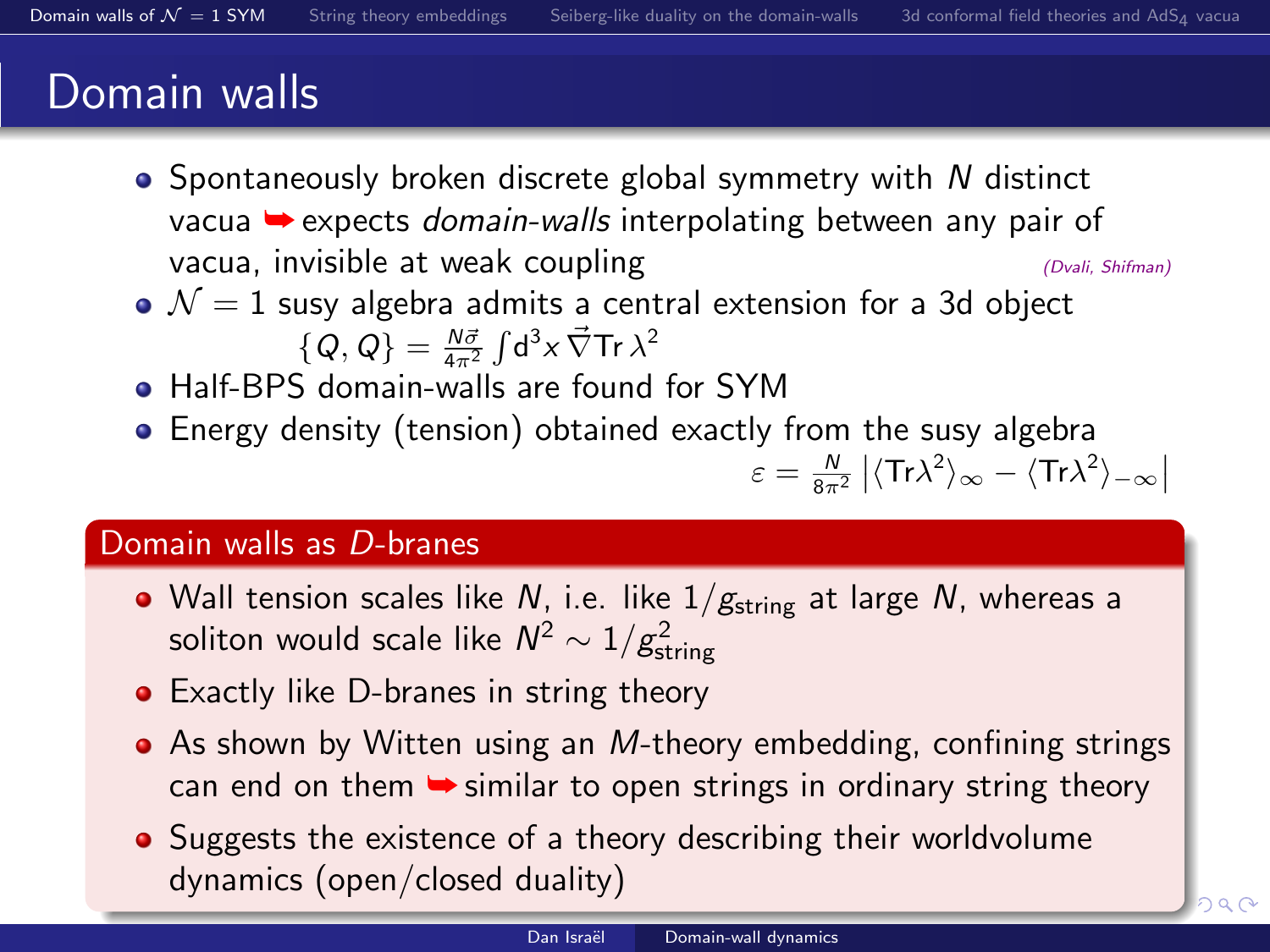# Domain walls

- Spontaneously broken discrete global symmetry with $N$ distinct vacua ➥ expects *domain-walls* interpolating between any pair of vacua, invisible at weak coupling *(Dvali, Shifman)*
- $\mathcal{N}=1$ susy algebra admits a central extension for a 3d object
$$\{Q,Q\} = \frac{N\vec{\sigma}}{4\pi^2}\int \mathrm{d}^3x\, \vec{\nabla}\mathrm{Tr}\,\lambda^2$$
- Half-BPS domain-walls are found for SYM
- Energy density (tension) obtained exactly from the susy algebra
$$\varepsilon = \frac{N}{8\pi^2}\left|\langle \mathrm{Tr}\lambda^2\rangle_\infty - \langle \mathrm{Tr}\lambda^2\rangle_{-\infty}\right|$$

## Domain walls as *D*-branes

- Wall tension scales like $N$, i.e. like $1/g_{\text{string}}$ at large $N$, whereas a soliton would scale like $N^2 \sim 1/g^2_{\text{string}}$
- Exactly like D-branes in string theory
- As shown by Witten using an *M*-theory embedding, confining strings can end on them ➥ similar to open strings in ordinary string theory
- Suggests the existence of a theory describing their worldvolume dynamics (open/closed duality)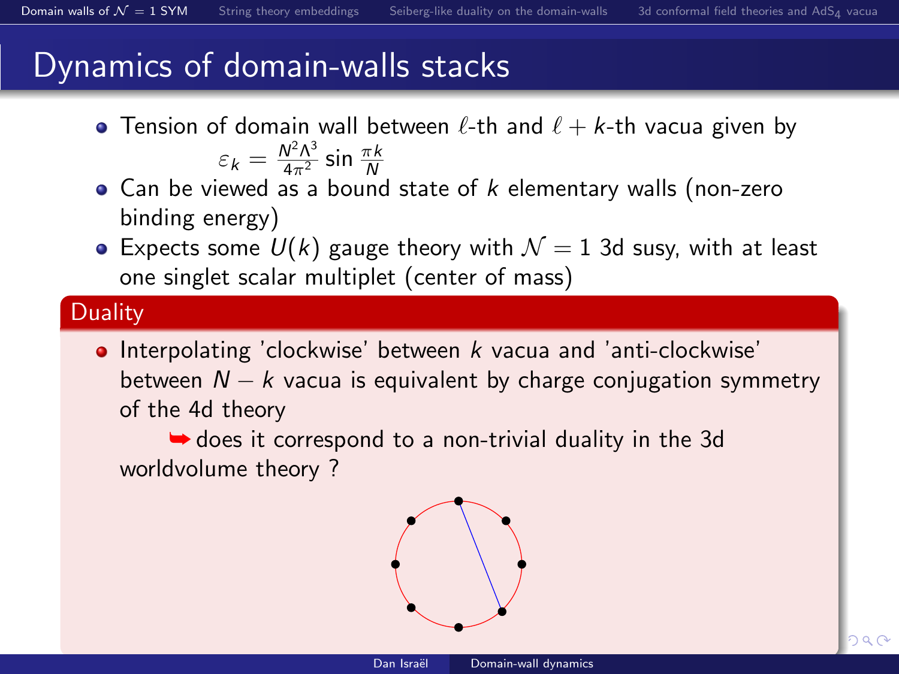# Dynamics of domain-walls stacks

- Tension of domain wall between $\ell$-th and $\ell + k$-th vacua given by
  $$\varepsilon_k = \frac{N^2\Lambda^3}{4\pi^2} \sin \frac{\pi k}{N}$$
- Can be viewed as a bound state of $k$ elementary walls (non-zero binding energy)
- Expects some $U(k)$ gauge theory with $\mathcal{N} = 1$ 3d susy, with at least one singlet scalar multiplet (center of mass)

## Duality

- Interpolating 'clockwise' between $k$ vacua and 'anti-clockwise' between $N - k$ vacua is equivalent by charge conjugation symmetry of the 4d theory

  ➥ does it correspond to a non-trivial duality in the 3d worldvolume theory ?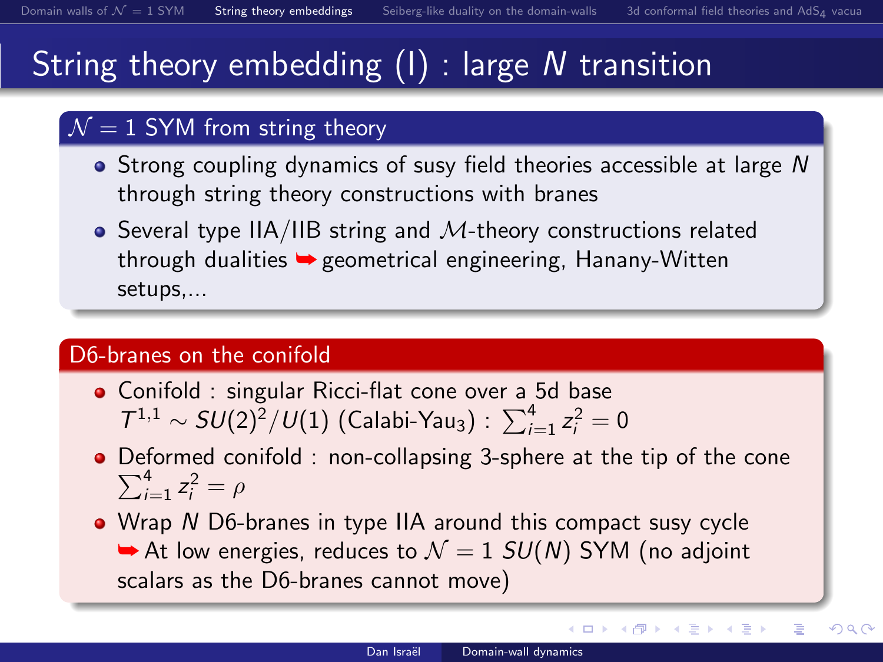# String theory embedding (I) : large $N$ transition

## $\mathcal{N} = 1$ SYM from string theory

- Strong coupling dynamics of susy field theories accessible at large $N$ through string theory constructions with branes
- Several type IIA/IIB string and $\mathcal{M}$-theory constructions related through dualities ➥ geometrical engineering, Hanany-Witten setups,...

## D6-branes on the conifold

- Conifold : singular Ricci-flat cone over a 5d base $T^{1,1} \sim SU(2)^2/U(1)$ (Calabi-Yau$_3$) : $\sum_{i=1}^{4} z_i^2 = 0$
- Deformed conifold : non-collapsing 3-sphere at the tip of the cone $\sum_{i=1}^{4} z_i^2 = \rho$
- Wrap $N$ D6-branes in type IIA around this compact susy cycle ➥ At low energies, reduces to $\mathcal{N} = 1$ $SU(N)$ SYM (no adjoint scalars as the D6-branes cannot move)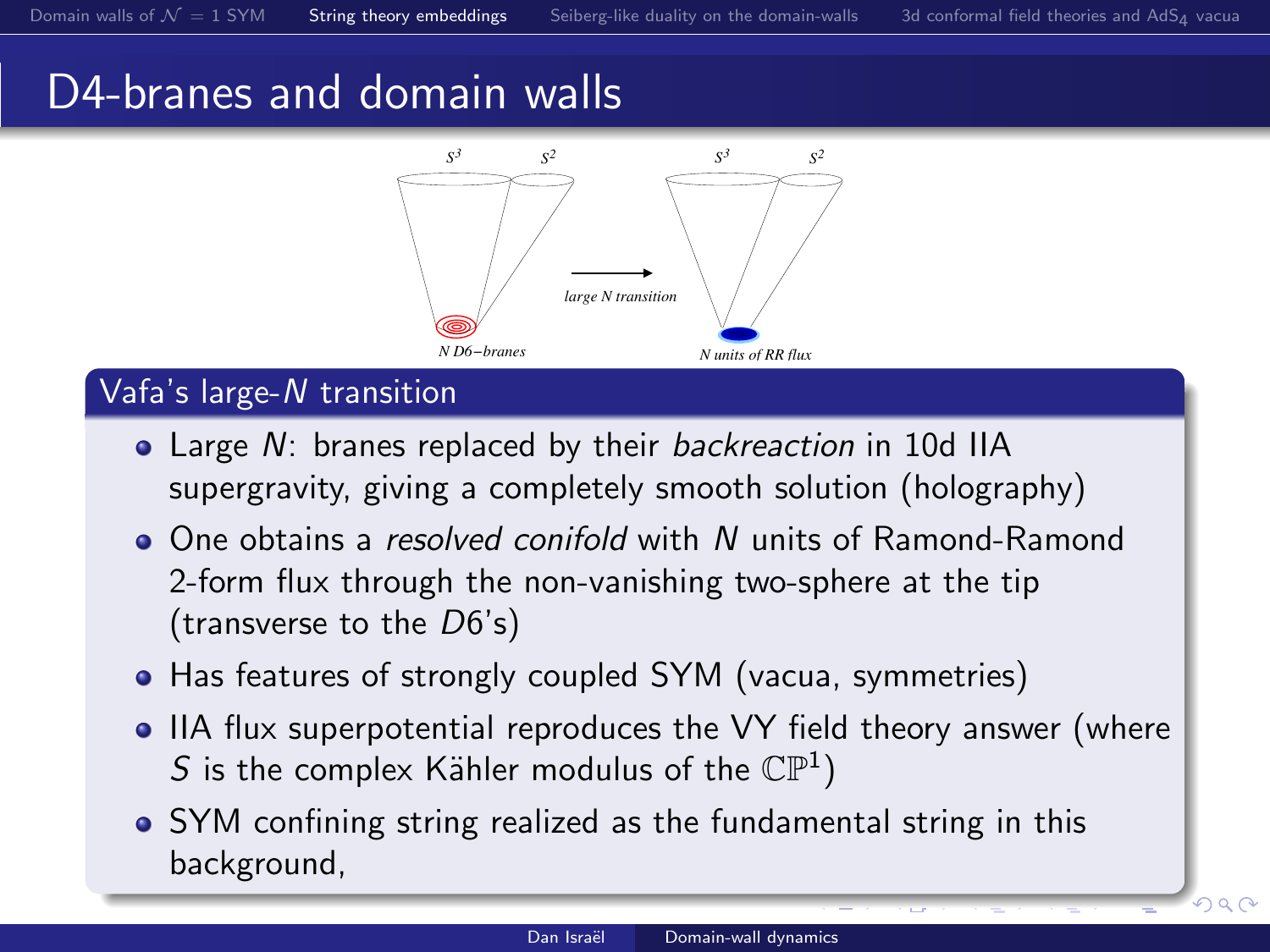# D4-branes and domain walls

$S^3$ $S^2$

large N transition

N D6−branes

N units of RR flux

## Vafa's large-$N$ transition

- Large $N$: branes replaced by their *backreaction* in 10d IIA supergravity, giving a completely smooth solution (holography)
- One obtains a *resolved conifold* with $N$ units of Ramond-Ramond 2-form flux through the non-vanishing two-sphere at the tip (transverse to the $D6$'s)
- Has features of strongly coupled SYM (vacua, symmetries)
- IIA flux superpotential reproduces the VY field theory answer (where $S$ is the complex Kähler modulus of the $\mathbb{CP}^1$)
- SYM confining string realized as the fundamental string in this background,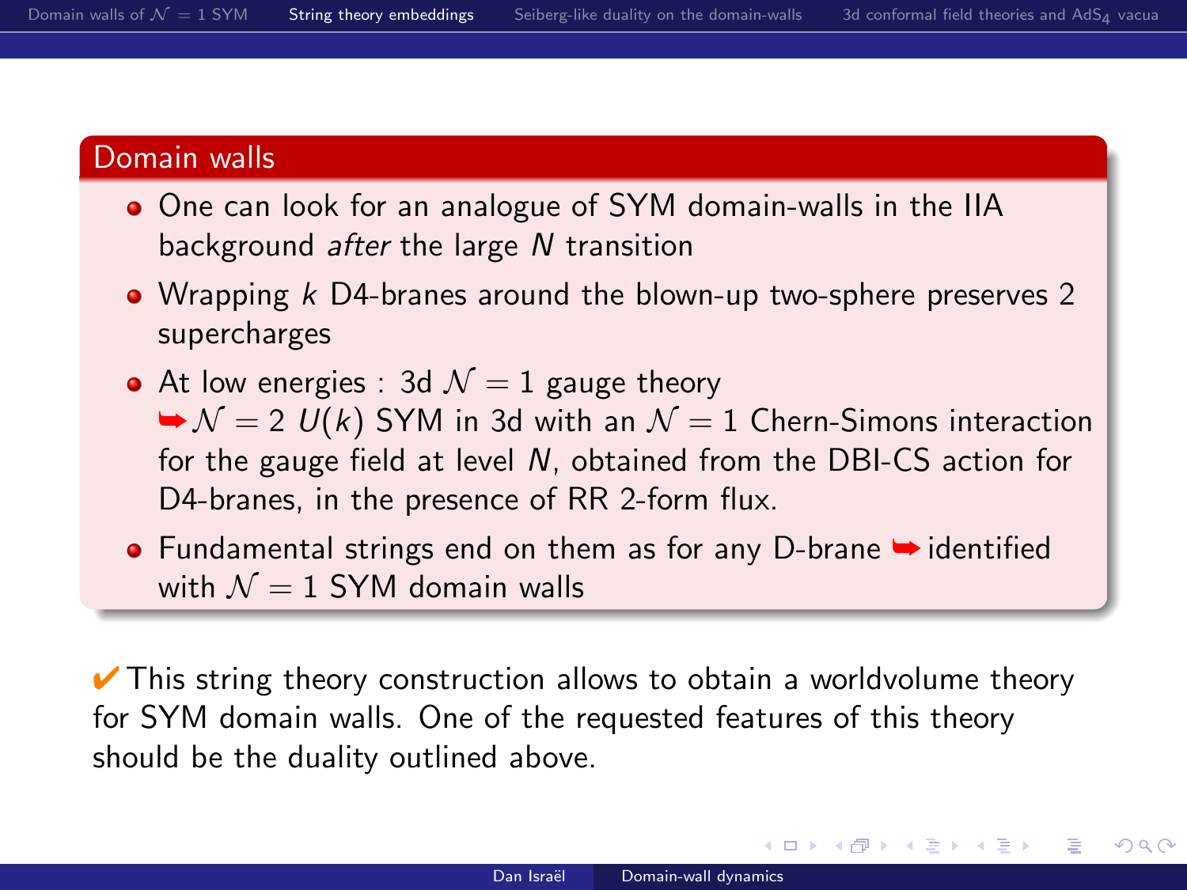## Domain walls

- One can look for an analogue of SYM domain-walls in the IIA background *after* the large $N$ transition
- Wrapping $k$ D4-branes around the blown-up two-sphere preserves 2 supercharges
- At low energies : 3d $\mathcal{N} = 1$ gauge theory
  ➥ $\mathcal{N} = 2$ $U(k)$ SYM in 3d with an $\mathcal{N} = 1$ Chern-Simons interaction for the gauge field at level $N$, obtained from the DBI-CS action for D4-branes, in the presence of RR 2-form flux.
- Fundamental strings end on them as for any D-brane ➥ identified with $\mathcal{N} = 1$ SYM domain walls

✔ This string theory construction allows to obtain a worldvolume theory for SYM domain walls. One of the requested features of this theory should be the duality outlined above.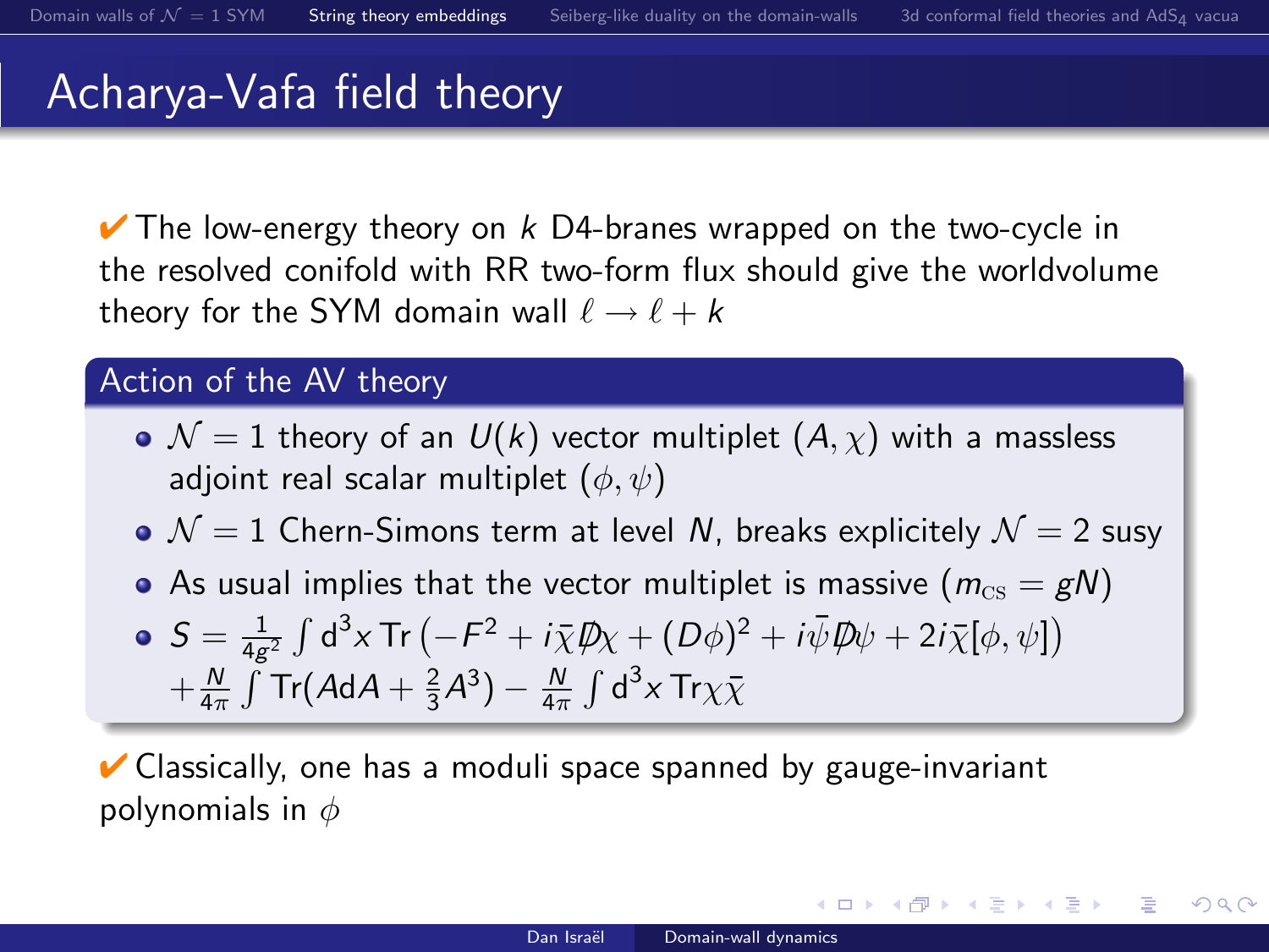# Acharya-Vafa field theory

✔ The low-energy theory on $k$ D4-branes wrapped on the two-cycle in the resolved conifold with RR two-form flux should give the worldvolume theory for the SYM domain wall $\ell \to \ell + k$

## Action of the AV theory

- $\mathcal{N}=1$ theory of an $U(k)$ vector multiplet $(A,\chi)$ with a massless adjoint real scalar multiplet $(\phi,\psi)$
- $\mathcal{N}=1$ Chern-Simons term at level $N$, breaks explicitely $\mathcal{N}=2$ susy
- As usual implies that the vector multiplet is massive ($m_{\text{CS}} = gN$)
- $S = \frac{1}{4g^2}\int \mathrm{d}^3x \,\mathrm{Tr}\left(-F^2 + i\bar{\chi}\not{D}\chi + (D\phi)^2 + i\bar{\psi}\not{D}\psi + 2i\bar{\chi}[\phi,\psi]\right)$ $+\frac{N}{4\pi}\int \mathrm{Tr}(AdA + \frac{2}{3}A^3) - \frac{N}{4\pi}\int \mathrm{d}^3x\,\mathrm{Tr}\chi\bar{\chi}$

✔ Classically, one has a moduli space spanned by gauge-invariant polynomials in $\phi$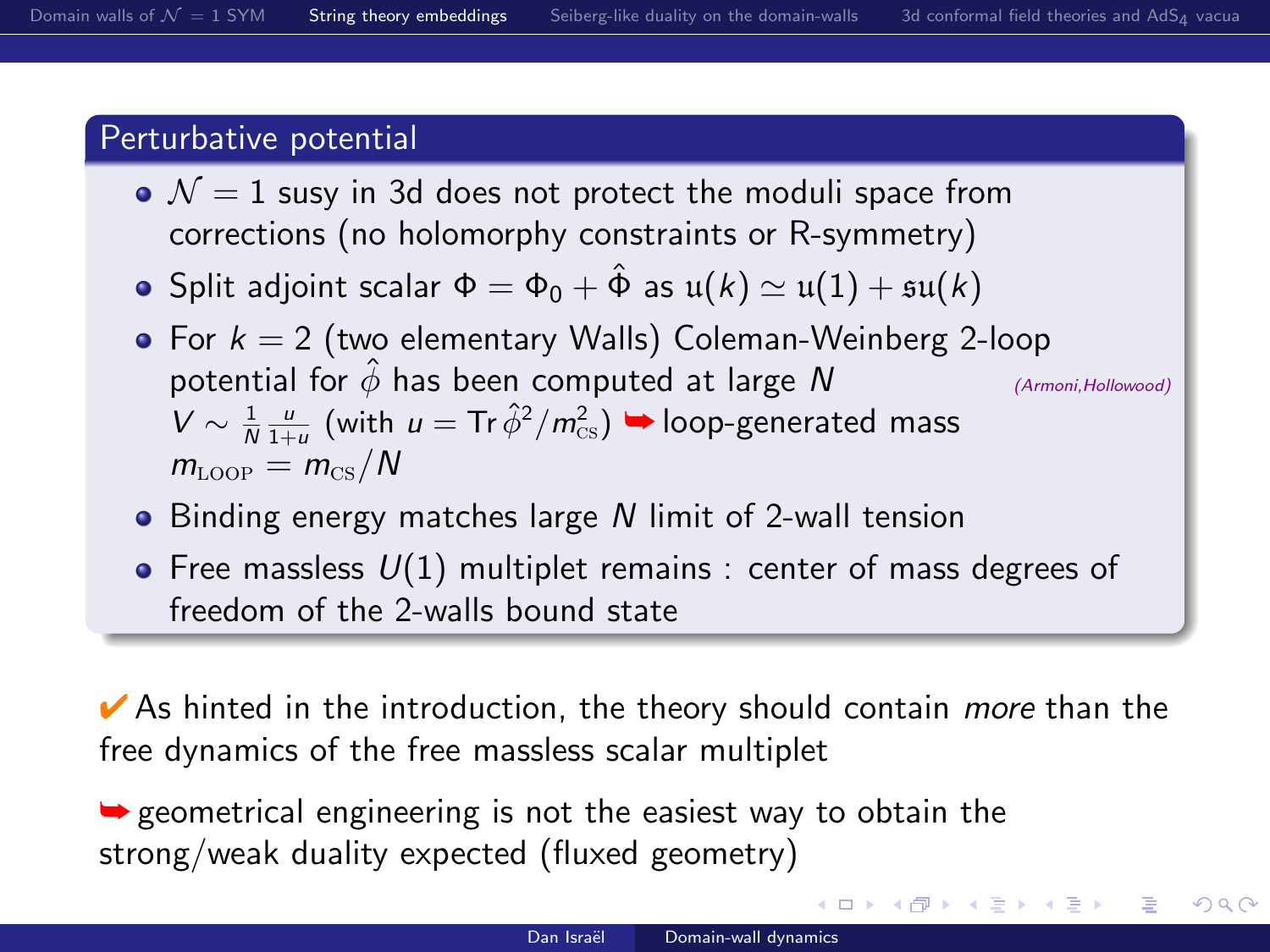## Perturbative potential

- $\mathcal{N}=1$ susy in 3d does not protect the moduli space from corrections (no holomorphy constraints or R-symmetry)
- Split adjoint scalar $\Phi = \Phi_0 + \hat{\Phi}$ as $\mathfrak{u}(k) \simeq \mathfrak{u}(1) + \mathfrak{su}(k)$
- For $k=2$ (two elementary Walls) Coleman-Weinberg 2-loop potential for $\hat{\phi}$ has been computed at large $N$ *(Armoni,Hollowood)* $V \sim \frac{1}{N}\frac{u}{1+u}$ (with $u = \text{Tr}\,\hat{\phi}^2/m_{\text{CS}}^2$) ➥ loop-generated mass $m_{\text{LOOP}} = m_{\text{CS}}/N$
- Binding energy matches large $N$ limit of 2-wall tension
- Free massless $U(1)$ multiplet remains : center of mass degrees of freedom of the 2-walls bound state

✔ As hinted in the introduction, the theory should contain *more* than the free dynamics of the free massless scalar multiplet

➥ geometrical engineering is not the easiest way to obtain the strong/weak duality expected (fluxed geometry)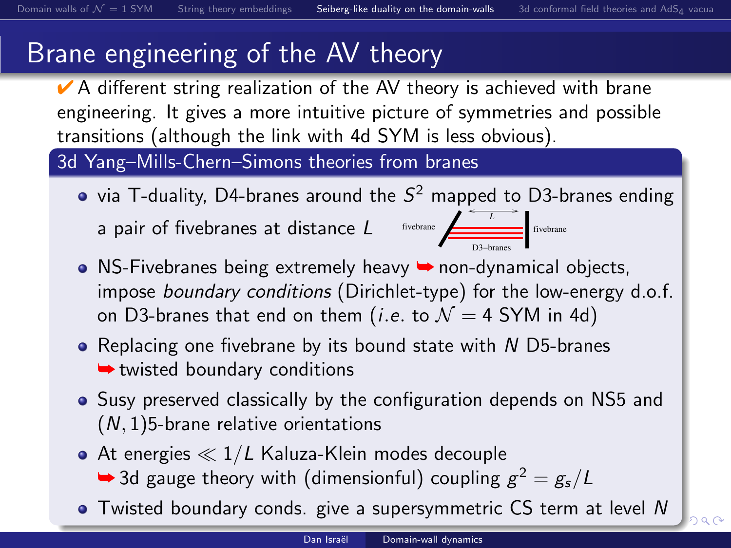# Brane engineering of the AV theory

✔ A different string realization of the AV theory is achieved with brane engineering. It gives a more intuitive picture of symmetries and possible transitions (although the link with 4d SYM is less obvious).

## 3d Yang–Mills-Chern–Simons theories from branes

- via T-duality, D4-branes around the $S^2$ mapped to D3-branes ending a pair of fivebranes at distance $L$

fivebrane
$L$
fivebrane
D3–branes

- NS-Fivebranes being extremely heavy ➥ non-dynamical objects, impose *boundary conditions* (Dirichlet-type) for the low-energy d.o.f. on D3-branes that end on them (*i.e.* to $\mathcal{N} = 4$ SYM in 4d)
- Replacing one fivebrane by its bound state with $N$ D5-branes ➥ twisted boundary conditions
- Susy preserved classically by the configuration depends on NS5 and $(N, 1)$5-brane relative orientations
- At energies $\ll 1/L$ Kaluza-Klein modes decouple ➥ 3d gauge theory with (dimensionful) coupling $g^2 = g_s/L$
- Twisted boundary conds. give a supersymmetric CS term at level $N$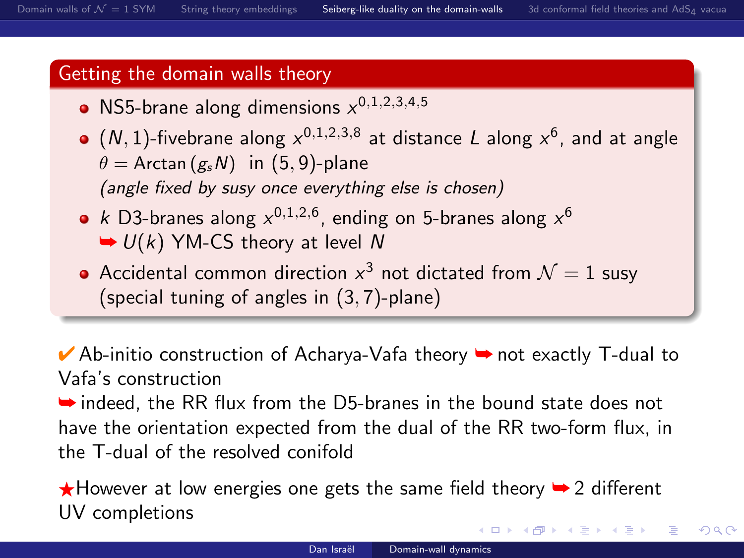## Getting the domain walls theory

- NS5-brane along dimensions $x^{0,1,2,3,4,5}$
- $(N,1)$-fivebrane along $x^{0,1,2,3,8}$ at distance $L$ along $x^6$, and at angle $\theta = \text{Arctan}\,(g_s N)$ in $(5,9)$-plane
  *(angle fixed by susy once everything else is chosen)*
- $k$ D3-branes along $x^{0,1,2,6}$, ending on 5-branes along $x^6$
  ➥ $U(k)$ YM-CS theory at level $N$
- Accidental common direction $x^3$ not dictated from $\mathcal{N}=1$ susy (special tuning of angles in $(3,7)$-plane)

✔ Ab-initio construction of Acharya-Vafa theory ➥ not exactly T-dual to Vafa's construction

➥ indeed, the RR flux from the D5-branes in the bound state does not have the orientation expected from the dual of the RR two-form flux, in the T-dual of the resolved conifold

★ However at low energies one gets the same field theory ➥ 2 different UV completions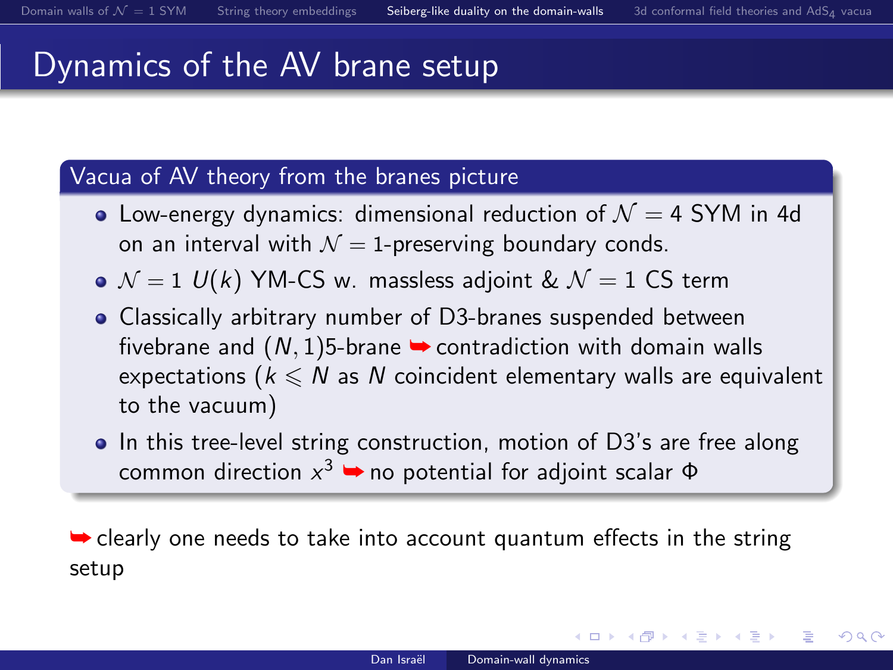# Dynamics of the AV brane setup

## Vacua of AV theory from the branes picture

- Low-energy dynamics: dimensional reduction of $\mathcal{N} = 4$ SYM in 4d on an interval with $\mathcal{N} = 1$-preserving boundary conds.
- $\mathcal{N} = 1$ $U(k)$ YM-CS w. massless adjoint & $\mathcal{N} = 1$ CS term
- Classically arbitrary number of D3-branes suspended between fivebrane and $(N, 1)$5-brane ➥ contradiction with domain walls expectations ($k \leqslant N$ as $N$ coincident elementary walls are equivalent to the vacuum)
- In this tree-level string construction, motion of D3's are free along common direction $x^3$ ➥ no potential for adjoint scalar $\Phi$

➥ clearly one needs to take into account quantum effects in the string setup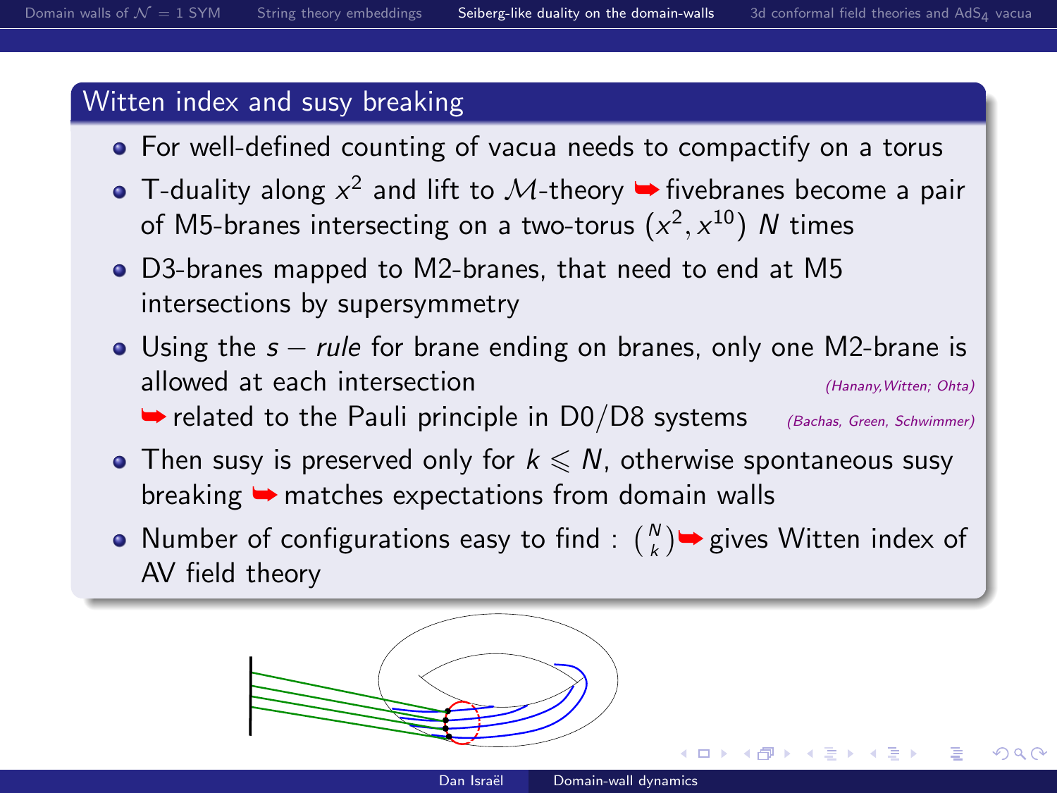## Witten index and susy breaking

- For well-defined counting of vacua needs to compactify on a torus
- T-duality along $x^2$ and lift to $\mathcal{M}$-theory ➥ fivebranes become a pair of M5-branes intersecting on a two-torus $(x^2, x^{10})$ $N$ times
- D3-branes mapped to M2-branes, that need to end at M5 intersections by supersymmetry
- Using the $s-$*rule* for brane ending on branes, only one M2-brane is allowed at each intersection *(Hanany,Witten; Ohta)*
  ➥ related to the Pauli principle in D0/D8 systems *(Bachas, Green, Schwimmer)*
- Then susy is preserved only for $k \leqslant N$, otherwise spontaneous susy breaking ➥ matches expectations from domain walls
- Number of configurations easy to find : $\binom{N}{k}$ ➥ gives Witten index of AV field theory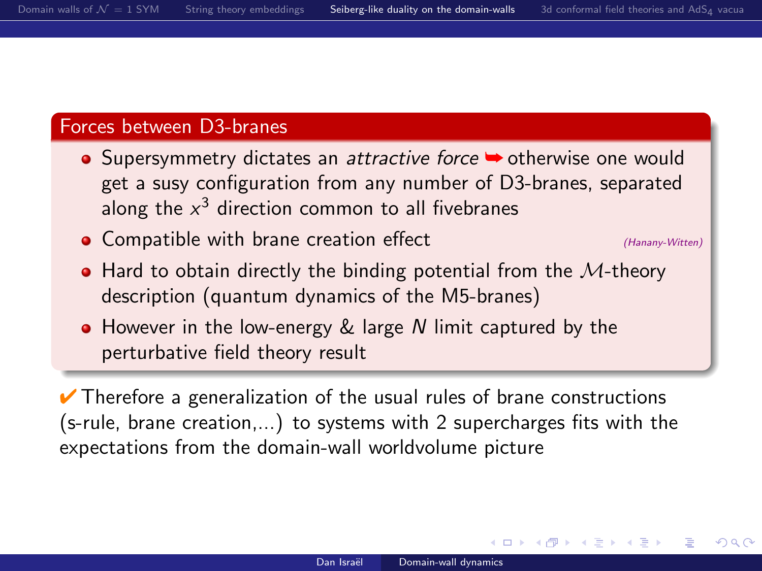## Forces between D3-branes

- Supersymmetry dictates an *attractive force* ➥ otherwise one would get a susy configuration from any number of D3-branes, separated along the $x^3$ direction common to all fivebranes
- Compatible with brane creation effect *(Hanany-Witten)*
- Hard to obtain directly the binding potential from the $\mathcal{M}$-theory description (quantum dynamics of the M5-branes)
- However in the low-energy & large $N$ limit captured by the perturbative field theory result

✔ Therefore a generalization of the usual rules of brane constructions (s-rule, brane creation,...) to systems with 2 supercharges fits with the expectations from the domain-wall worldvolume picture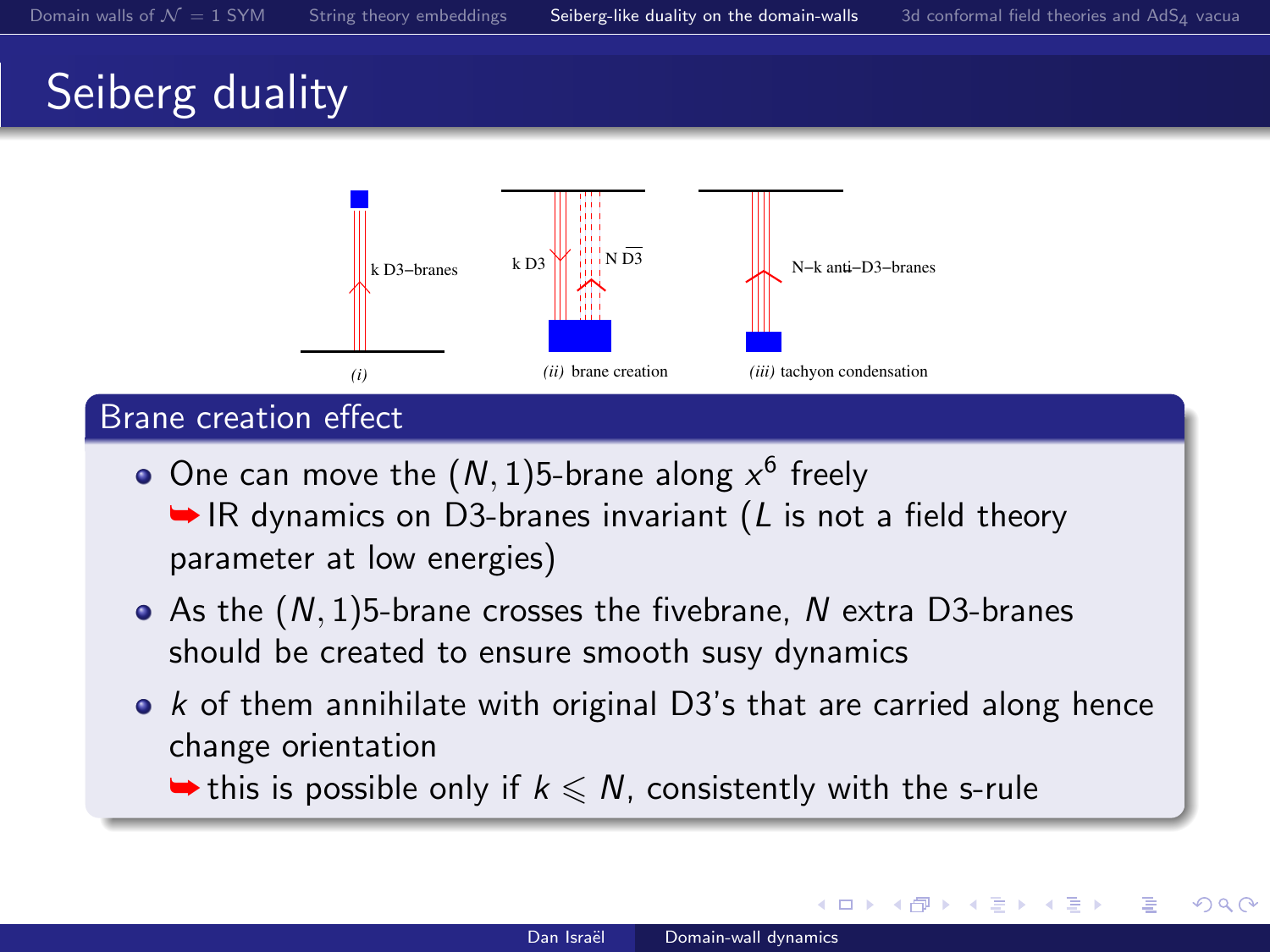# Seiberg duality

k D3–branes

*(i)*

k D3 N $\overline{\text{D3}}$

*(ii)* brane creation

N–k anti–D3–branes

*(iii)* tachyon condensation

## Brane creation effect

- One can move the $(N,1)$5-brane along $x^6$ freely
  ➥ IR dynamics on D3-branes invariant ($L$ is not a field theory parameter at low energies)
- As the $(N,1)$5-brane crosses the fivebrane, $N$ extra D3-branes should be created to ensure smooth susy dynamics
- $k$ of them annihilate with original D3's that are carried along hence change orientation
  ➥ this is possible only if $k \leqslant N$, consistently with the s-rule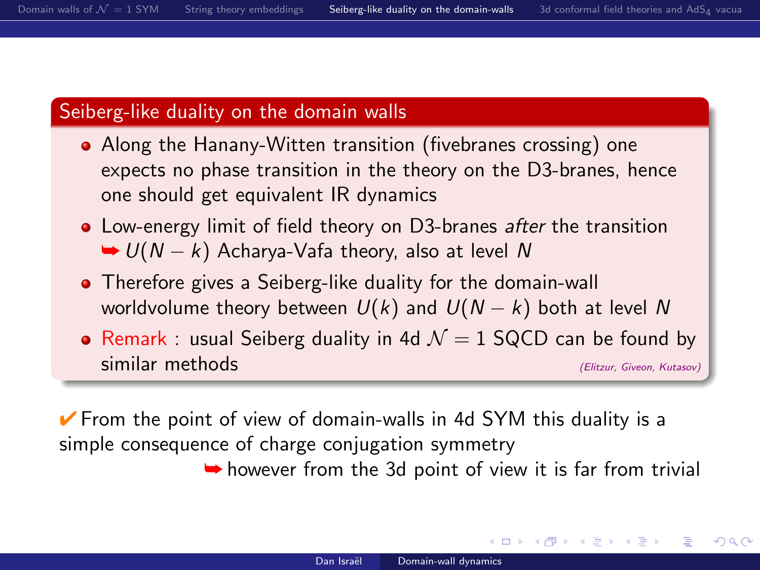## Seiberg-like duality on the domain walls

- Along the Hanany-Witten transition (fivebranes crossing) one expects no phase transition in the theory on the D3-branes, hence one should get equivalent IR dynamics
- Low-energy limit of field theory on D3-branes *after* the transition ➥ $U(N-k)$ Acharya-Vafa theory, also at level $N$
- Therefore gives a Seiberg-like duality for the domain-wall worldvolume theory between $U(k)$ and $U(N-k)$ both at level $N$
- Remark : usual Seiberg duality in 4d $\mathcal{N}=1$ SQCD can be found by similar methods *(Elitzur, Giveon, Kutasov)*

✔ From the point of view of domain-walls in 4d SYM this duality is a simple consequence of charge conjugation symmetry

➥ however from the 3d point of view it is far from trivial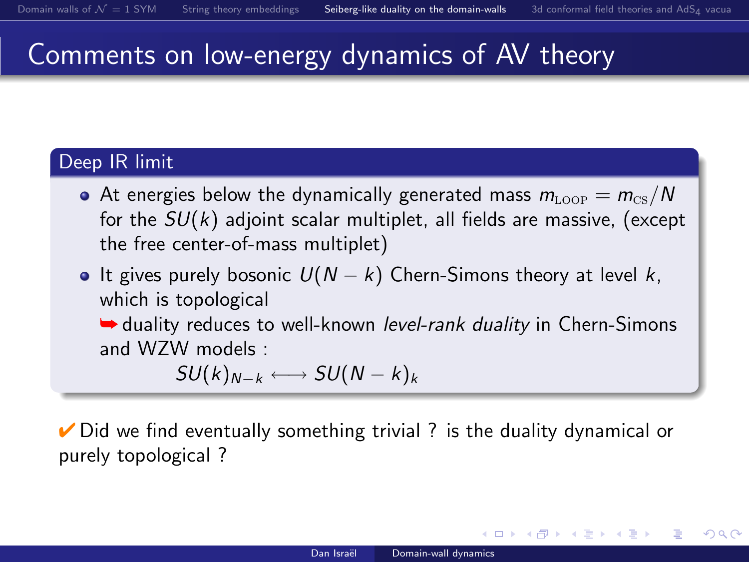# Comments on low-energy dynamics of AV theory

## Deep IR limit

- At energies below the dynamically generated mass $m_{\rm LOOP} = m_{\rm CS}/N$ for the $SU(k)$ adjoint scalar multiplet, all fields are massive, (except the free center-of-mass multiplet)
- It gives purely bosonic $U(N-k)$ Chern-Simons theory at level $k$, which is topological

  ➥ duality reduces to well-known *level-rank duality* in Chern-Simons and WZW models :

  $$SU(k)_{N-k} \longleftrightarrow SU(N-k)_k$$

✔ Did we find eventually something trivial ? is the duality dynamical or purely topological ?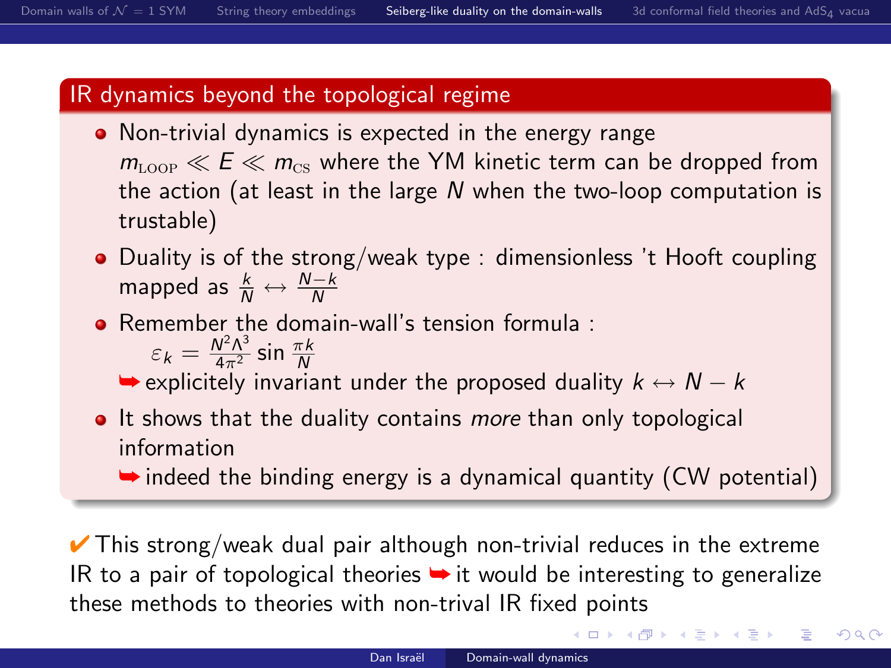## IR dynamics beyond the topological regime

- Non-trivial dynamics is expected in the energy range $m_{\text{LOOP}} \ll E \ll m_{\text{CS}}$ where the YM kinetic term can be dropped from the action (at least in the large $N$ when the two-loop computation is trustable)
- Duality is of the strong/weak type : dimensionless 't Hooft coupling mapped as $\frac{k}{N} \leftrightarrow \frac{N-k}{N}$
- Remember the domain-wall's tension formula :
  $\varepsilon_k = \frac{N^2 \Lambda^3}{4\pi^2} \sin \frac{\pi k}{N}$
  ➥ explicitely invariant under the proposed duality $k \leftrightarrow N - k$
- It shows that the duality contains *more* than only topological information
  ➥ indeed the binding energy is a dynamical quantity (CW potential)

✔ This strong/weak dual pair although non-trivial reduces in the extreme IR to a pair of topological theories ➥ it would be interesting to generalize these methods to theories with non-trival IR fixed points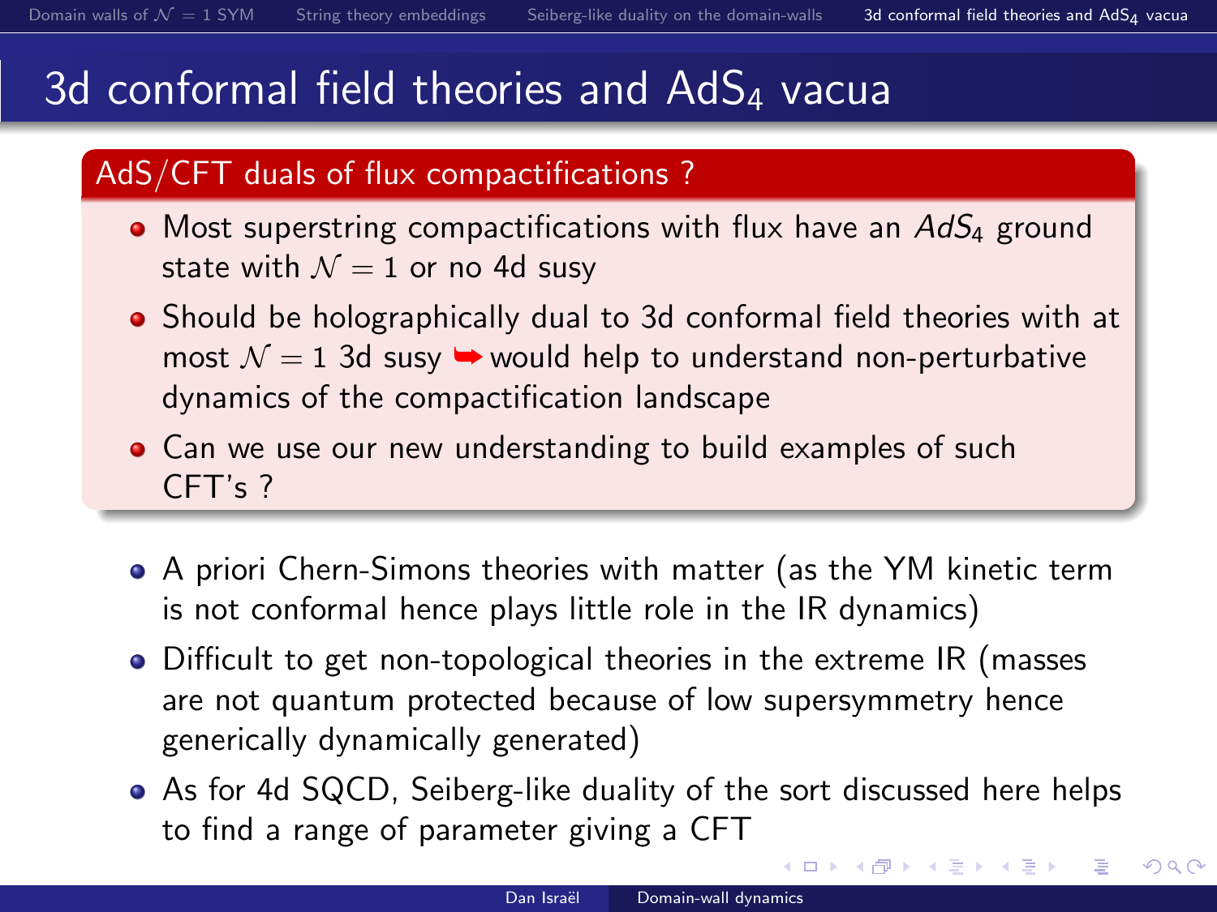# 3d conformal field theories and $AdS_4$ vacua

## AdS/CFT duals of flux compactifications ?

- Most superstring compactifications with flux have an $AdS_4$ ground state with $\mathcal{N} = 1$ or no 4d susy
- Should be holographically dual to 3d conformal field theories with at most $\mathcal{N} = 1$ 3d susy ➥ would help to understand non-perturbative dynamics of the compactification landscape
- Can we use our new understanding to build examples of such CFT's ?

- A priori Chern-Simons theories with matter (as the YM kinetic term is not conformal hence plays little role in the IR dynamics)
- Difficult to get non-topological theories in the extreme IR (masses are not quantum protected because of low supersymmetry hence generically dynamically generated)
- As for 4d SQCD, Seiberg-like duality of the sort discussed here helps to find a range of parameter giving a CFT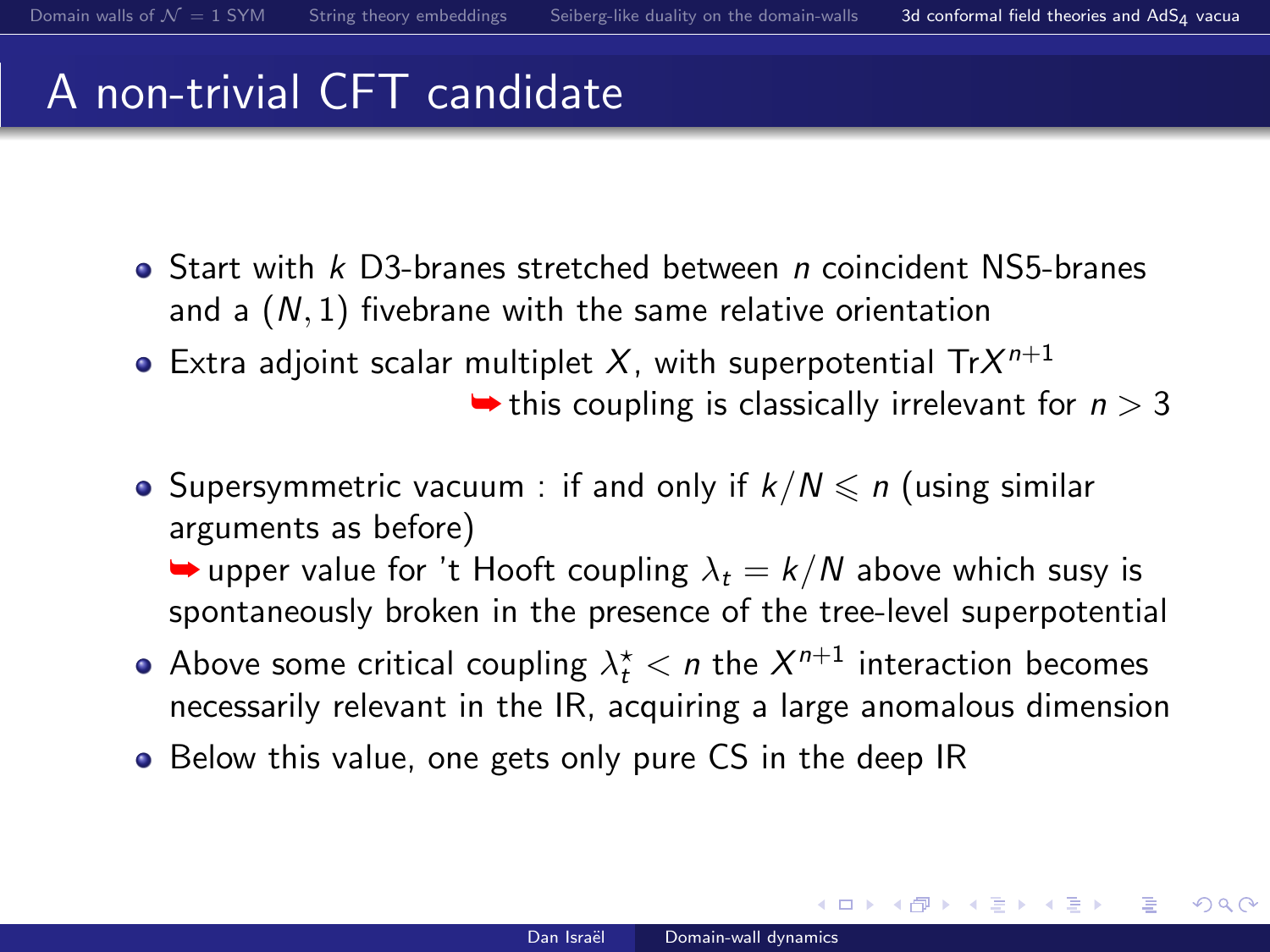# A non-trivial CFT candidate

- Start with $k$ D3-branes stretched between $n$ coincident NS5-branes and a $(N,1)$ fivebrane with the same relative orientation
- Extra adjoint scalar multiplet $X$, with superpotential $\text{Tr}X^{n+1}$
  ➥ this coupling is classically irrelevant for $n > 3$
- Supersymmetric vacuum : if and only if $k/N \leqslant n$ (using similar arguments as before)
  ➥ upper value for 't Hooft coupling $\lambda_t = k/N$ above which susy is spontaneously broken in the presence of the tree-level superpotential
- Above some critical coupling $\lambda_t^\star < n$ the $X^{n+1}$ interaction becomes necessarily relevant in the IR, acquiring a large anomalous dimension
- Below this value, one gets only pure CS in the deep IR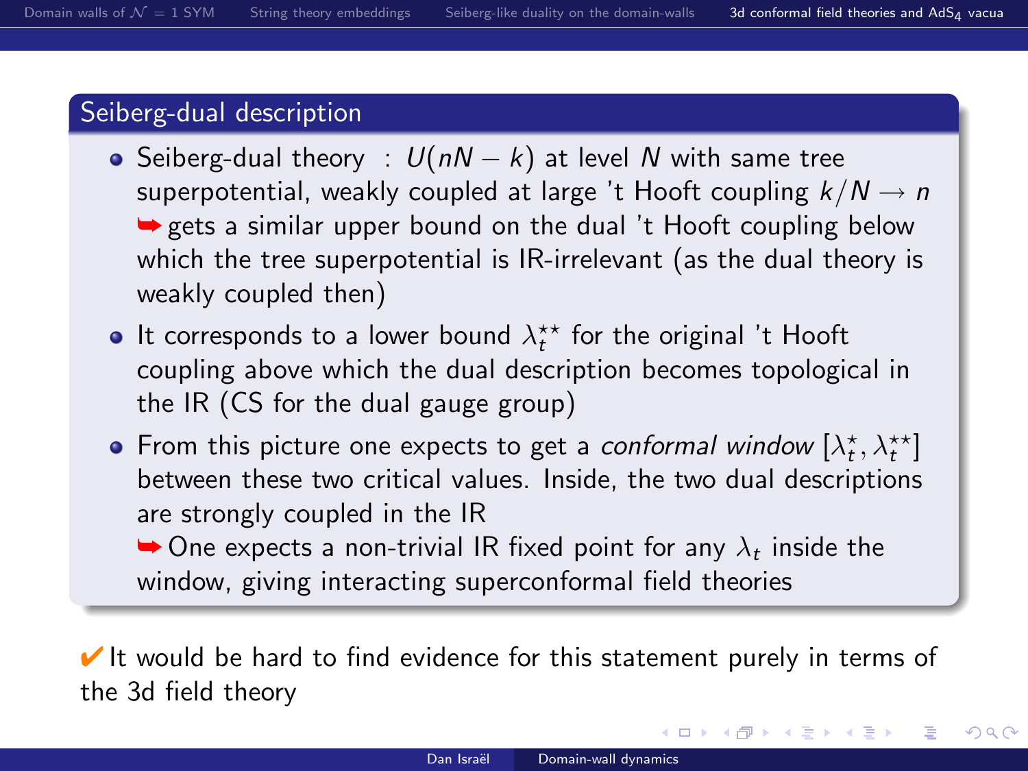## Seiberg-dual description

- Seiberg-dual theory : $U(nN - k)$ at level $N$ with same tree superpotential, weakly coupled at large 't Hooft coupling $k/N \to n$
  ➥ gets a similar upper bound on the dual 't Hooft coupling below which the tree superpotential is IR-irrelevant (as the dual theory is weakly coupled then)
- It corresponds to a lower bound $\lambda_t^{\star\star}$ for the original 't Hooft coupling above which the dual description becomes topological in the IR (CS for the dual gauge group)
- From this picture one expects to get a *conformal window* $[\lambda_t^\star, \lambda_t^{\star\star}]$ between these two critical values. Inside, the two dual descriptions are strongly coupled in the IR
  ➥ One expects a non-trivial IR fixed point for any $\lambda_t$ inside the window, giving interacting superconformal field theories

✔ It would be hard to find evidence for this statement purely in terms of the 3d field theory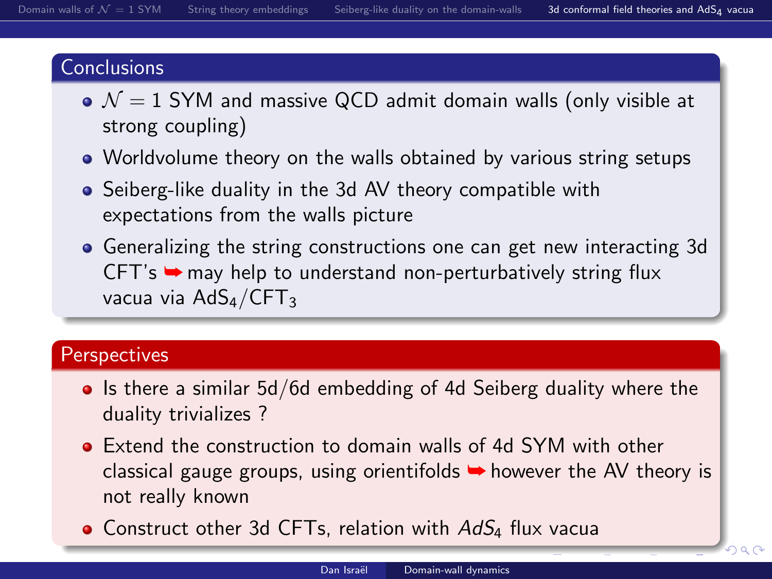## Conclusions

- $\mathcal{N} = 1$ SYM and massive QCD admit domain walls (only visible at strong coupling)
- Worldvolume theory on the walls obtained by various string setups
- Seiberg-like duality in the 3d AV theory compatible with expectations from the walls picture
- Generalizing the string constructions one can get new interacting 3d CFT's ➥ may help to understand non-perturbatively string flux vacua via $\mathrm{AdS}_4/\mathrm{CFT}_3$

## Perspectives

- Is there a similar 5d/6d embedding of 4d Seiberg duality where the duality trivializes ?
- Extend the construction to domain walls of 4d SYM with other classical gauge groups, using orientifolds ➥ however the AV theory is not really known
- Construct other 3d CFTs, relation with $AdS_4$ flux vacua